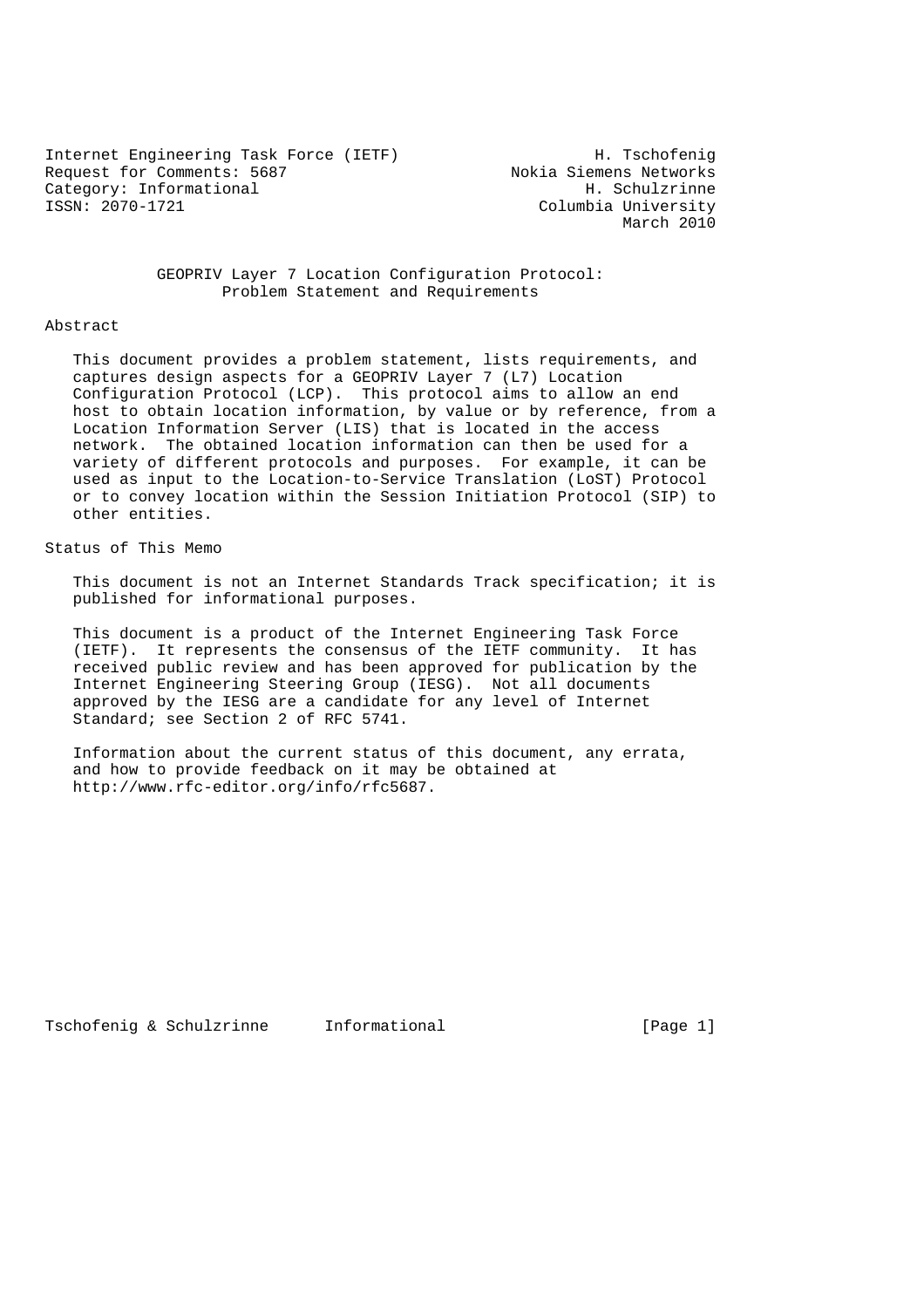Internet Engineering Task Force (IETF) H. Tschofenig
Request for Comments: 5687 Nokia Siemens Networks
Category: Informational H. Schulzrinne
ISSN: 2070-1721 Columbia University
March 2010

# GEOPRIV Layer 7 Location Configuration Protocol: Problem Statement and Requirements

## Abstract

This document provides a problem statement, lists requirements, and captures design aspects for a GEOPRIV Layer 7 (L7) Location Configuration Protocol (LCP). This protocol aims to allow an end host to obtain location information, by value or by reference, from a Location Information Server (LIS) that is located in the access network. The obtained location information can then be used for a variety of different protocols and purposes. For example, it can be used as input to the Location-to-Service Translation (LoST) Protocol or to convey location within the Session Initiation Protocol (SIP) to other entities.

## Status of This Memo

This document is not an Internet Standards Track specification; it is published for informational purposes.

This document is a product of the Internet Engineering Task Force (IETF). It represents the consensus of the IETF community. It has received public review and has been approved for publication by the Internet Engineering Steering Group (IESG). Not all documents approved by the IESG are a candidate for any level of Internet Standard; see Section 2 of RFC 5741.

Information about the current status of this document, any errata, and how to provide feedback on it may be obtained at http://www.rfc-editor.org/info/rfc5687.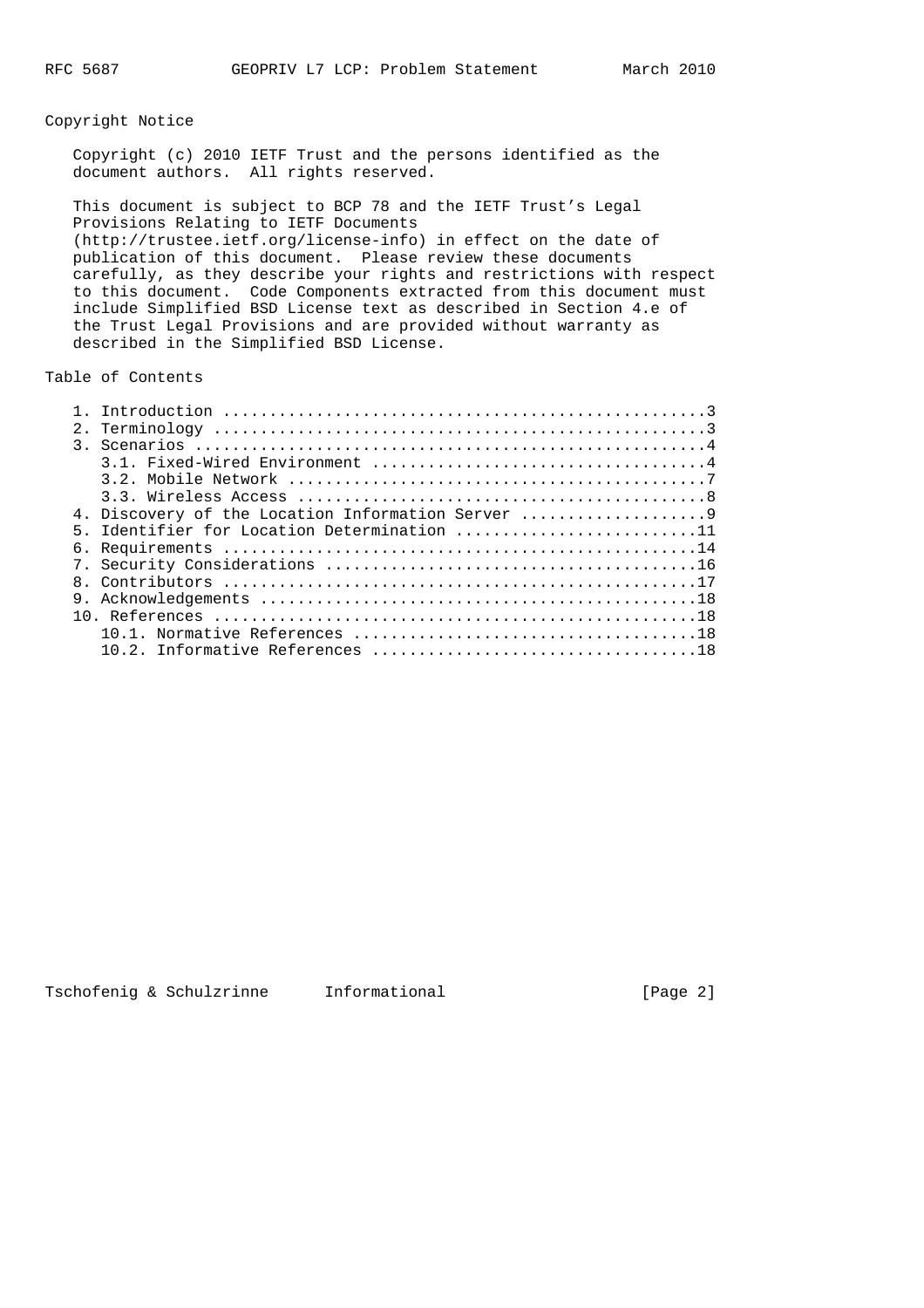## Copyright Notice

Copyright (c) 2010 IETF Trust and the persons identified as the document authors. All rights reserved.

This document is subject to BCP 78 and the IETF Trust's Legal Provisions Relating to IETF Documents (http://trustee.ietf.org/license-info) in effect on the date of publication of this document. Please review these documents carefully, as they describe your rights and restrictions with respect to this document. Code Components extracted from this document must include Simplified BSD License text as described in Section 4.e of the Trust Legal Provisions and are provided without warranty as described in the Simplified BSD License.

## Table of Contents

```
   1. Introduction ....................................................3
   2. Terminology .....................................................3
   3. Scenarios .......................................................4
      3.1. Fixed-Wired Environment ....................................4
      3.2. Mobile Network .............................................7
      3.3. Wireless Access ............................................8
   4. Discovery of the Location Information Server ....................9
   5. Identifier for Location Determination ..........................11
   6. Requirements ...................................................14
   7. Security Considerations ........................................16
   8. Contributors ...................................................17
   9. Acknowledgements ...............................................18
   10. References ....................................................18
      10.1. Normative References .....................................18
      10.2. Informative References ...................................18
```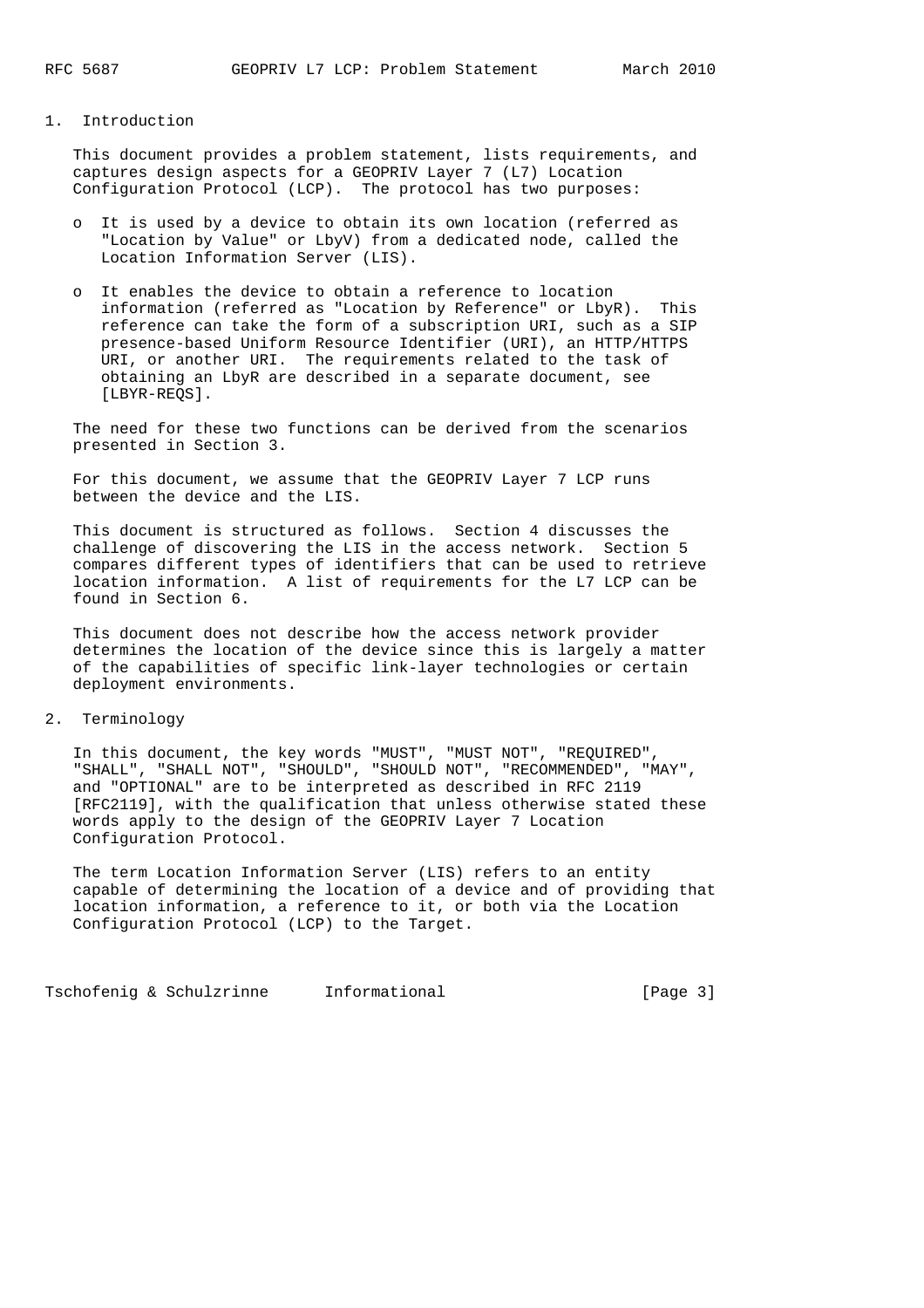## 1. Introduction

This document provides a problem statement, lists requirements, and captures design aspects for a GEOPRIV Layer 7 (L7) Location Configuration Protocol (LCP). The protocol has two purposes:

- It is used by a device to obtain its own location (referred as "Location by Value" or LbyV) from a dedicated node, called the Location Information Server (LIS).
- It enables the device to obtain a reference to location information (referred as "Location by Reference" or LbyR). This reference can take the form of a subscription URI, such as a SIP presence-based Uniform Resource Identifier (URI), an HTTP/HTTPS URI, or another URI. The requirements related to the task of obtaining an LbyR are described in a separate document, see [LBYR-REQS].

The need for these two functions can be derived from the scenarios presented in Section 3.

For this document, we assume that the GEOPRIV Layer 7 LCP runs between the device and the LIS.

This document is structured as follows. Section 4 discusses the challenge of discovering the LIS in the access network. Section 5 compares different types of identifiers that can be used to retrieve location information. A list of requirements for the L7 LCP can be found in Section 6.

This document does not describe how the access network provider determines the location of the device since this is largely a matter of the capabilities of specific link-layer technologies or certain deployment environments.

## 2. Terminology

In this document, the key words "MUST", "MUST NOT", "REQUIRED", "SHALL", "SHALL NOT", "SHOULD", "SHOULD NOT", "RECOMMENDED", "MAY", and "OPTIONAL" are to be interpreted as described in RFC 2119 [RFC2119], with the qualification that unless otherwise stated these words apply to the design of the GEOPRIV Layer 7 Location Configuration Protocol.

The term Location Information Server (LIS) refers to an entity capable of determining the location of a device and of providing that location information, a reference to it, or both via the Location Configuration Protocol (LCP) to the Target.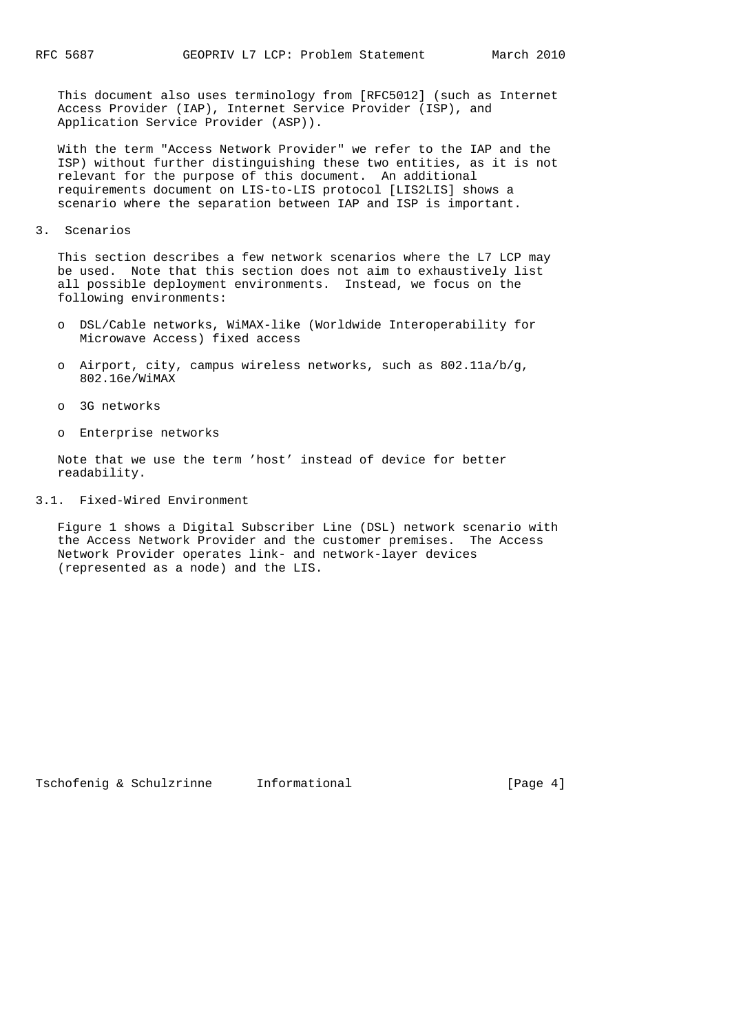This document also uses terminology from [RFC5012] (such as Internet Access Provider (IAP), Internet Service Provider (ISP), and Application Service Provider (ASP)).

With the term "Access Network Provider" we refer to the IAP and the ISP) without further distinguishing these two entities, as it is not relevant for the purpose of this document. An additional requirements document on LIS-to-LIS protocol [LIS2LIS] shows a scenario where the separation between IAP and ISP is important.

## 3. Scenarios

This section describes a few network scenarios where the L7 LCP may be used. Note that this section does not aim to exhaustively list all possible deployment environments. Instead, we focus on the following environments:

- DSL/Cable networks, WiMAX-like (Worldwide Interoperability for Microwave Access) fixed access
- Airport, city, campus wireless networks, such as 802.11a/b/g, 802.16e/WiMAX
- 3G networks
- Enterprise networks

Note that we use the term 'host' instead of device for better readability.

### 3.1. Fixed-Wired Environment

Figure 1 shows a Digital Subscriber Line (DSL) network scenario with the Access Network Provider and the customer premises. The Access Network Provider operates link- and network-layer devices (represented as a node) and the LIS.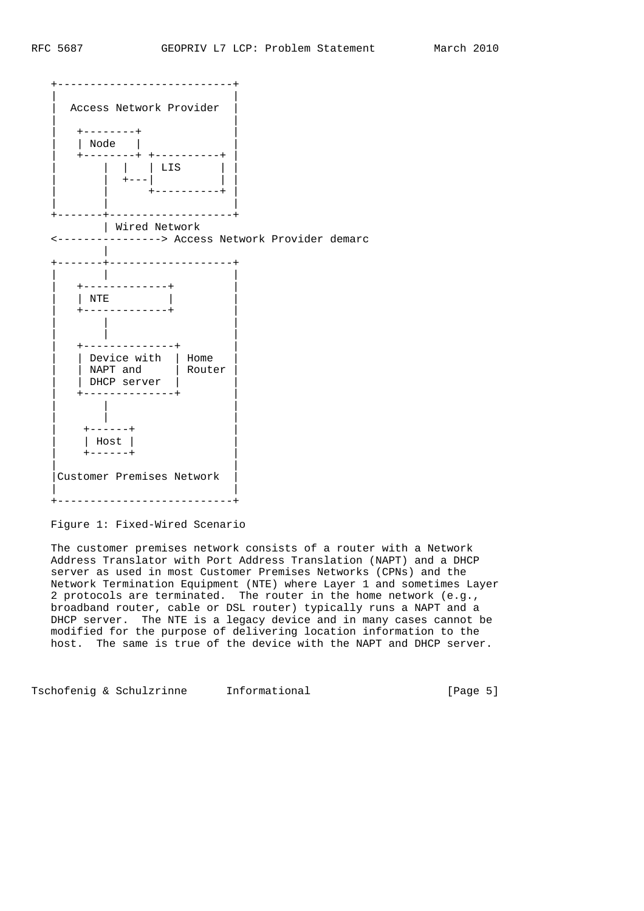```
   +---------------------------+
   |                           |
   |  Access Network Provider  |
   |                           |
   |   +--------+              |
   |   | Node   |              |
   |   +--------+ +----------+ |
   |       |  |   | LIS      | |
   |       |  +---|          | |
   |       |      +----------+ |
   |       |                   |
   +-------+-------------------+
           | Wired Network
   <----------------> Access Network Provider demarc
           |
   +-------+-------------------+
   |       |                   |
   |   +-------------+         |
   |   | NTE         |         |
   |   +-------------+         |
   |       |                   |
   |       |                   |
   |   +--------------+        |
   |   | Device with  | Home   |
   |   | NAPT and     | Router |
   |   | DHCP server  |        |
   |   +--------------+        |
   |       |                   |
   |       |                   |
   |    +------+               |
   |    | Host |               |
   |    +------+               |
   |                           |
   |Customer Premises Network  |
   |                           |
   +---------------------------+
```

Figure 1: Fixed-Wired Scenario

The customer premises network consists of a router with a Network Address Translator with Port Address Translation (NAPT) and a DHCP server as used in most Customer Premises Networks (CPNs) and the Network Termination Equipment (NTE) where Layer 1 and sometimes Layer 2 protocols are terminated. The router in the home network (e.g., broadband router, cable or DSL router) typically runs a NAPT and a DHCP server. The NTE is a legacy device and in many cases cannot be modified for the purpose of delivering location information to the host. The same is true of the device with the NAPT and DHCP server.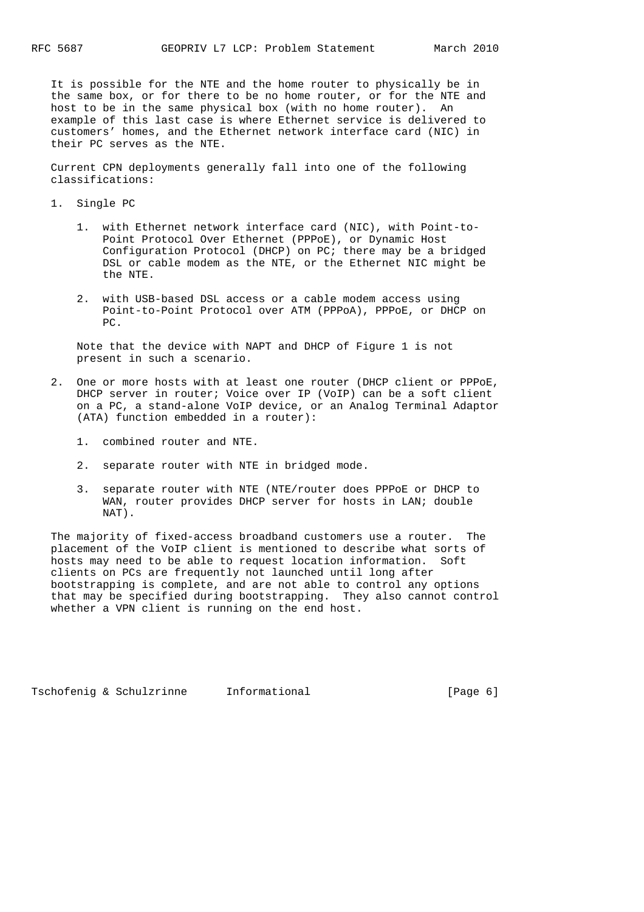It is possible for the NTE and the home router to physically be in the same box, or for there to be no home router, or for the NTE and host to be in the same physical box (with no home router). An example of this last case is where Ethernet service is delivered to customers' homes, and the Ethernet network interface card (NIC) in their PC serves as the NTE.

Current CPN deployments generally fall into one of the following classifications:

1. Single PC

    1. with Ethernet network interface card (NIC), with Point-to-Point Protocol Over Ethernet (PPPoE), or Dynamic Host Configuration Protocol (DHCP) on PC; there may be a bridged DSL or cable modem as the NTE, or the Ethernet NIC might be the NTE.

    2. with USB-based DSL access or a cable modem access using Point-to-Point Protocol over ATM (PPPoA), PPPoE, or DHCP on PC.

    Note that the device with NAPT and DHCP of Figure 1 is not present in such a scenario.

2. One or more hosts with at least one router (DHCP client or PPPoE, DHCP server in router; Voice over IP (VoIP) can be a soft client on a PC, a stand-alone VoIP device, or an Analog Terminal Adaptor (ATA) function embedded in a router):

    1. combined router and NTE.

    2. separate router with NTE in bridged mode.

    3. separate router with NTE (NTE/router does PPPoE or DHCP to WAN, router provides DHCP server for hosts in LAN; double NAT).

The majority of fixed-access broadband customers use a router. The placement of the VoIP client is mentioned to describe what sorts of hosts may need to be able to request location information. Soft clients on PCs are frequently not launched until long after bootstrapping is complete, and are not able to control any options that may be specified during bootstrapping. They also cannot control whether a VPN client is running on the end host.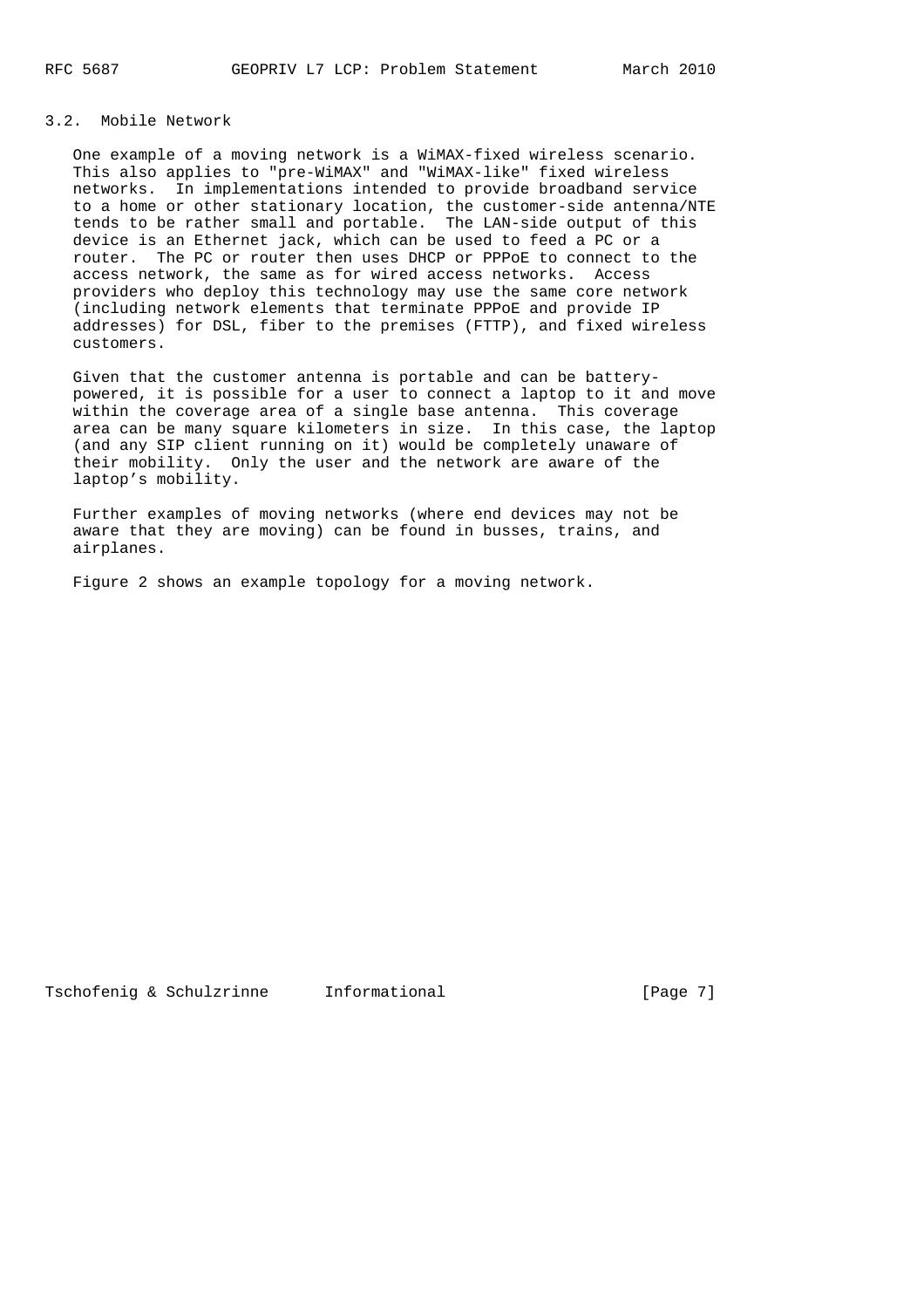### 3.2. Mobile Network

One example of a moving network is a WiMAX-fixed wireless scenario. This also applies to "pre-WiMAX" and "WiMAX-like" fixed wireless networks. In implementations intended to provide broadband service to a home or other stationary location, the customer-side antenna/NTE tends to be rather small and portable. The LAN-side output of this device is an Ethernet jack, which can be used to feed a PC or a router. The PC or router then uses DHCP or PPPoE to connect to the access network, the same as for wired access networks. Access providers who deploy this technology may use the same core network (including network elements that terminate PPPoE and provide IP addresses) for DSL, fiber to the premises (FTTP), and fixed wireless customers.

Given that the customer antenna is portable and can be battery-powered, it is possible for a user to connect a laptop to it and move within the coverage area of a single base antenna. This coverage area can be many square kilometers in size. In this case, the laptop (and any SIP client running on it) would be completely unaware of their mobility. Only the user and the network are aware of the laptop's mobility.

Further examples of moving networks (where end devices may not be aware that they are moving) can be found in busses, trains, and airplanes.

Figure 2 shows an example topology for a moving network.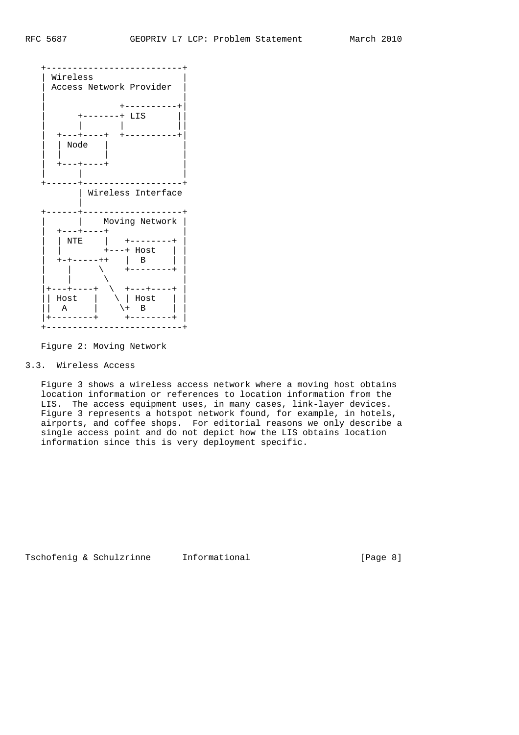```
   +--------------------------+
   | Wireless                 |
   | Access Network Provider  |
   |                          |
   |             +----------+|
   |      +-------+ LIS      ||
   |      |       |          ||
   |  +---+----+  +----------+|
   |  | Node   |              |
   |  |        |              |
   |  +---+----+              |
   |      |                   |
   +------+-------------------+
          | Wireless Interface
          |
   +------+-------------------+
   |      |    Moving Network |
   |  +---+----+              |
   |  | NTE    |   +--------+ |
   |  |        +---+ Host   | |
   |  +-+-----++   |  B     | |
   |    |     \    +--------+ |
   |    |      \              |
   |+---+----+  \  +---+----+ |
   || Host   |   \ | Host   | |
   ||  A     |    \+  B     | |
   |+--------+     +--------+ |
   +--------------------------+
```

Figure 2: Moving Network

### 3.3. Wireless Access

Figure 3 shows a wireless access network where a moving host obtains location information or references to location information from the LIS. The access equipment uses, in many cases, link-layer devices. Figure 3 represents a hotspot network found, for example, in hotels, airports, and coffee shops. For editorial reasons we only describe a single access point and do not depict how the LIS obtains location information since this is very deployment specific.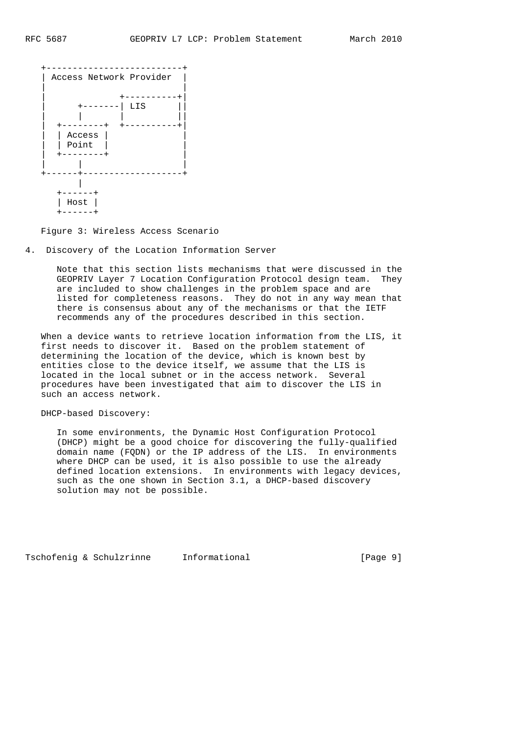```
+--------------------------+
| Access Network Provider  |
|                          |
|              +----------+|
|      +-------| LIS      ||
|      |       |          ||
|  +--------+  +----------+|
|  | Access |              |
|  | Point  |              |
|  +--------+              |
|      |                   |
+------+-------------------+
       |
   +------+
   | Host |
   +------+
```

Figure 3: Wireless Access Scenario

## 4. Discovery of the Location Information Server

> Note that this section lists mechanisms that were discussed in the GEOPRIV Layer 7 Location Configuration Protocol design team. They are included to show challenges in the problem space and are listed for completeness reasons. They do not in any way mean that there is consensus about any of the mechanisms or that the IETF recommends any of the procedures described in this section.

When a device wants to retrieve location information from the LIS, it first needs to discover it. Based on the problem statement of determining the location of the device, which is known best by entities close to the device itself, we assume that the LIS is located in the local subnet or in the access network. Several procedures have been investigated that aim to discover the LIS in such an access network.

DHCP-based Discovery:

In some environments, the Dynamic Host Configuration Protocol (DHCP) might be a good choice for discovering the fully-qualified domain name (FQDN) or the IP address of the LIS. In environments where DHCP can be used, it is also possible to use the already defined location extensions. In environments with legacy devices, such as the one shown in Section 3.1, a DHCP-based discovery solution may not be possible.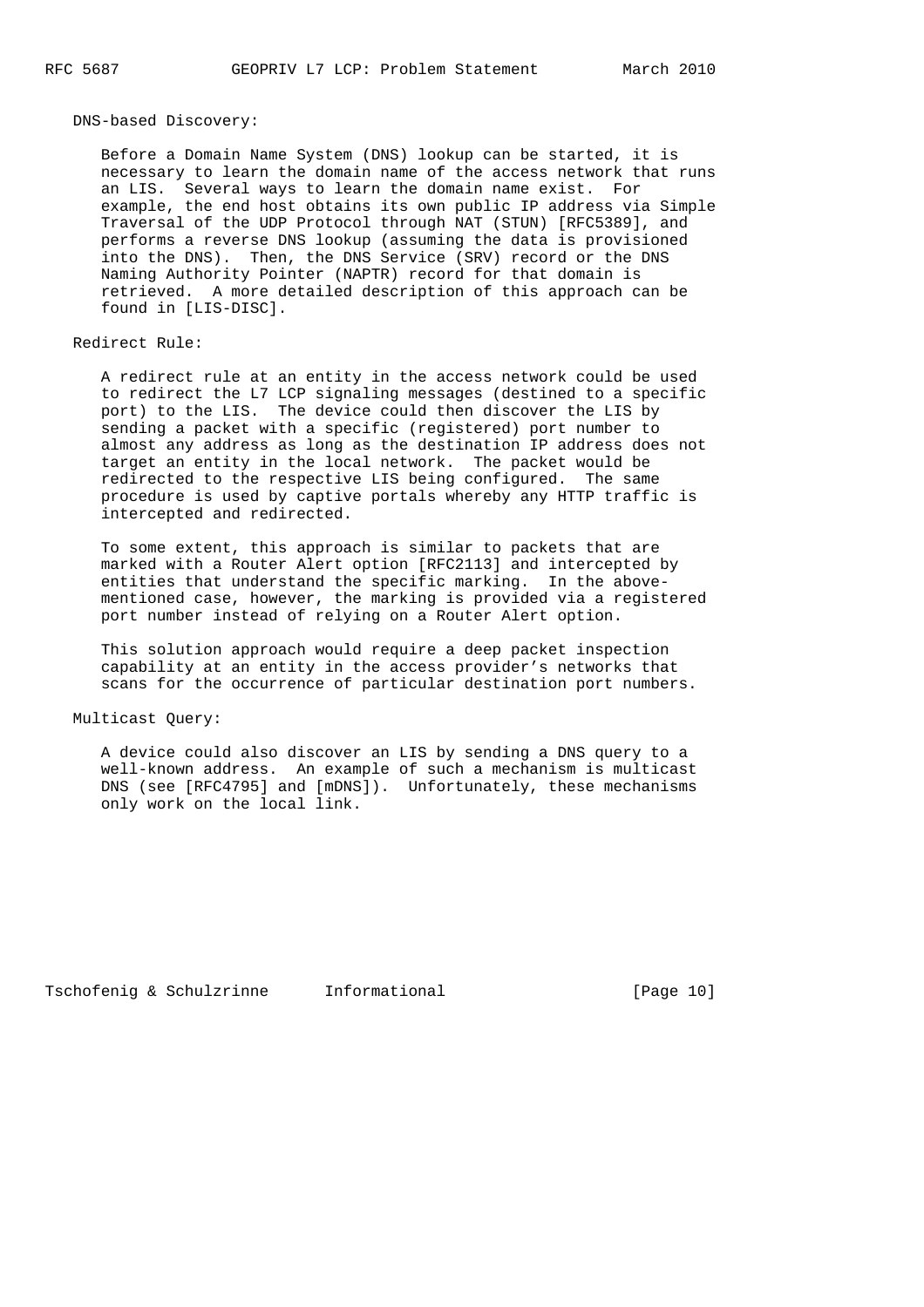DNS-based Discovery:

Before a Domain Name System (DNS) lookup can be started, it is necessary to learn the domain name of the access network that runs an LIS. Several ways to learn the domain name exist. For example, the end host obtains its own public IP address via Simple Traversal of the UDP Protocol through NAT (STUN) [RFC5389], and performs a reverse DNS lookup (assuming the data is provisioned into the DNS). Then, the DNS Service (SRV) record or the DNS Naming Authority Pointer (NAPTR) record for that domain is retrieved. A more detailed description of this approach can be found in [LIS-DISC].

Redirect Rule:

A redirect rule at an entity in the access network could be used to redirect the L7 LCP signaling messages (destined to a specific port) to the LIS. The device could then discover the LIS by sending a packet with a specific (registered) port number to almost any address as long as the destination IP address does not target an entity in the local network. The packet would be redirected to the respective LIS being configured. The same procedure is used by captive portals whereby any HTTP traffic is intercepted and redirected.

To some extent, this approach is similar to packets that are marked with a Router Alert option [RFC2113] and intercepted by entities that understand the specific marking. In the above-mentioned case, however, the marking is provided via a registered port number instead of relying on a Router Alert option.

This solution approach would require a deep packet inspection capability at an entity in the access provider's networks that scans for the occurrence of particular destination port numbers.

Multicast Query:

A device could also discover an LIS by sending a DNS query to a well-known address. An example of such a mechanism is multicast DNS (see [RFC4795] and [mDNS]). Unfortunately, these mechanisms only work on the local link.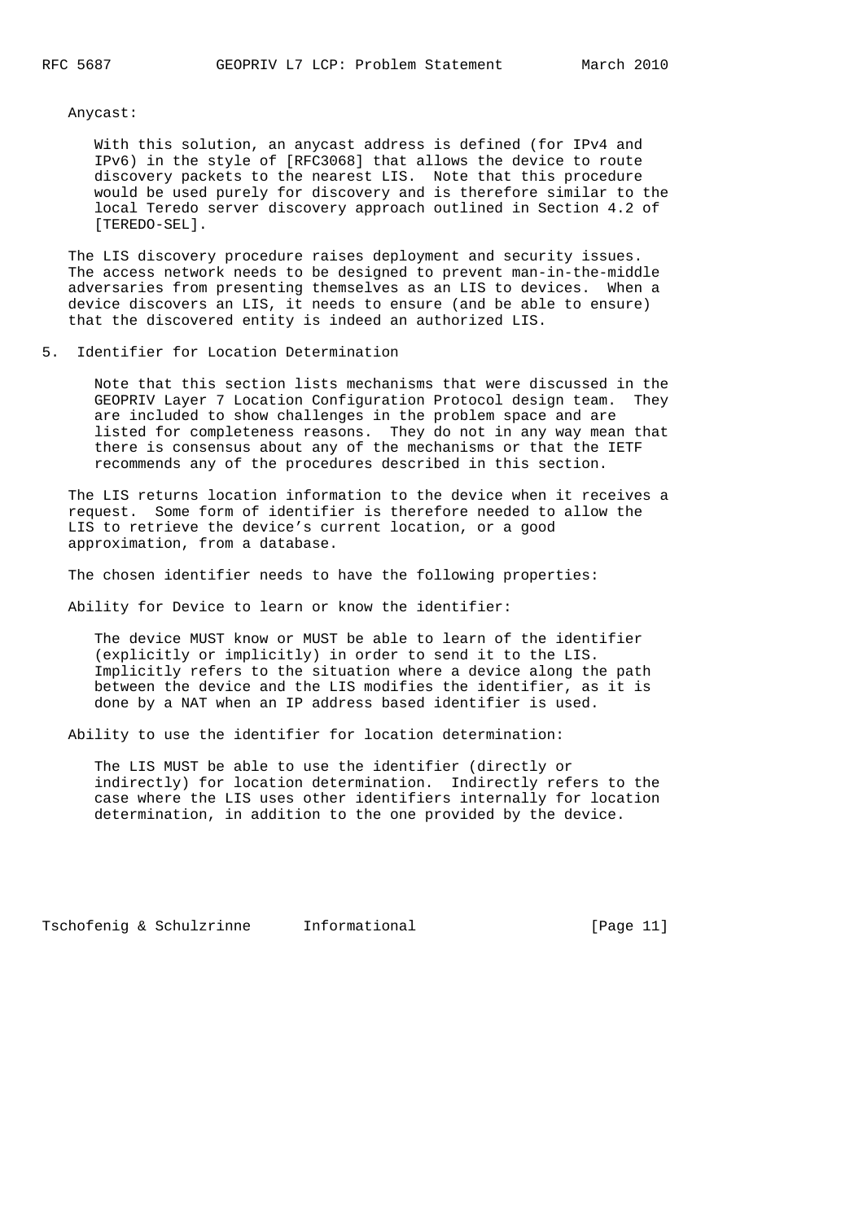Anycast:

With this solution, an anycast address is defined (for IPv4 and IPv6) in the style of [RFC3068] that allows the device to route discovery packets to the nearest LIS. Note that this procedure would be used purely for discovery and is therefore similar to the local Teredo server discovery approach outlined in Section 4.2 of [TEREDO-SEL].

The LIS discovery procedure raises deployment and security issues. The access network needs to be designed to prevent man-in-the-middle adversaries from presenting themselves as an LIS to devices. When a device discovers an LIS, it needs to ensure (and be able to ensure) that the discovered entity is indeed an authorized LIS.

## 5. Identifier for Location Determination

Note that this section lists mechanisms that were discussed in the GEOPRIV Layer 7 Location Configuration Protocol design team. They are included to show challenges in the problem space and are listed for completeness reasons. They do not in any way mean that there is consensus about any of the mechanisms or that the IETF recommends any of the procedures described in this section.

The LIS returns location information to the device when it receives a request. Some form of identifier is therefore needed to allow the LIS to retrieve the device's current location, or a good approximation, from a database.

The chosen identifier needs to have the following properties:

Ability for Device to learn or know the identifier:

The device MUST know or MUST be able to learn of the identifier (explicitly or implicitly) in order to send it to the LIS. Implicitly refers to the situation where a device along the path between the device and the LIS modifies the identifier, as it is done by a NAT when an IP address based identifier is used.

Ability to use the identifier for location determination:

The LIS MUST be able to use the identifier (directly or indirectly) for location determination. Indirectly refers to the case where the LIS uses other identifiers internally for location determination, in addition to the one provided by the device.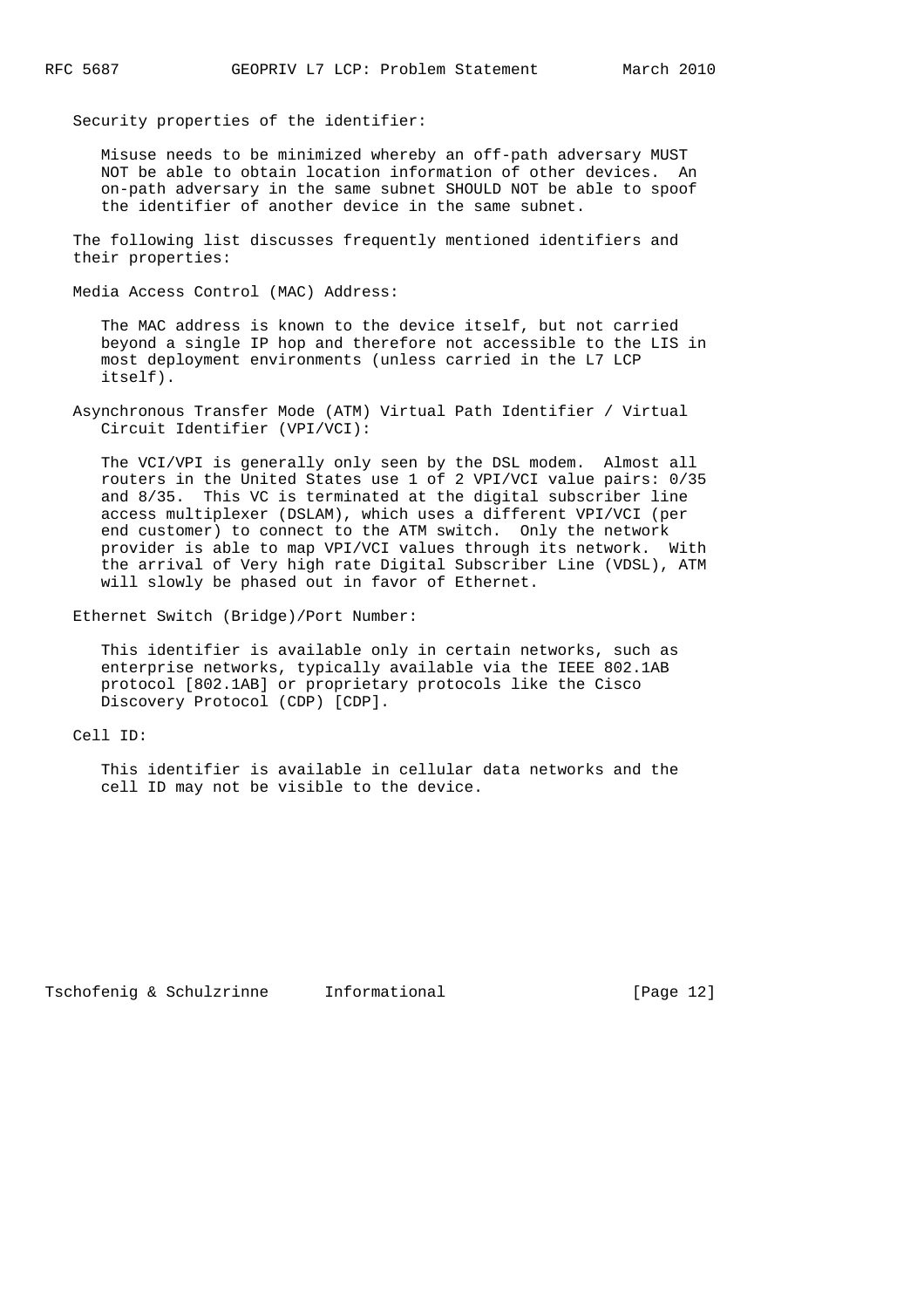Security properties of the identifier:

Misuse needs to be minimized whereby an off-path adversary MUST NOT be able to obtain location information of other devices. An on-path adversary in the same subnet SHOULD NOT be able to spoof the identifier of another device in the same subnet.

The following list discusses frequently mentioned identifiers and their properties:

Media Access Control (MAC) Address:

The MAC address is known to the device itself, but not carried beyond a single IP hop and therefore not accessible to the LIS in most deployment environments (unless carried in the L7 LCP itself).

Asynchronous Transfer Mode (ATM) Virtual Path Identifier / Virtual Circuit Identifier (VPI/VCI):

The VCI/VPI is generally only seen by the DSL modem. Almost all routers in the United States use 1 of 2 VPI/VCI value pairs: 0/35 and 8/35. This VC is terminated at the digital subscriber line access multiplexer (DSLAM), which uses a different VPI/VCI (per end customer) to connect to the ATM switch. Only the network provider is able to map VPI/VCI values through its network. With the arrival of Very high rate Digital Subscriber Line (VDSL), ATM will slowly be phased out in favor of Ethernet.

Ethernet Switch (Bridge)/Port Number:

This identifier is available only in certain networks, such as enterprise networks, typically available via the IEEE 802.1AB protocol [802.1AB] or proprietary protocols like the Cisco Discovery Protocol (CDP) [CDP].

Cell ID:

This identifier is available in cellular data networks and the cell ID may not be visible to the device.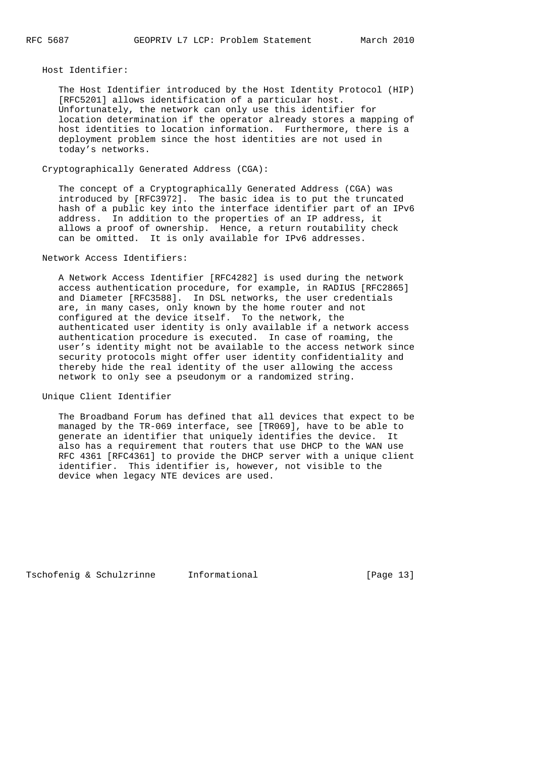Host Identifier:

The Host Identifier introduced by the Host Identity Protocol (HIP) [RFC5201] allows identification of a particular host. Unfortunately, the network can only use this identifier for location determination if the operator already stores a mapping of host identities to location information. Furthermore, there is a deployment problem since the host identities are not used in today's networks.

Cryptographically Generated Address (CGA):

The concept of a Cryptographically Generated Address (CGA) was introduced by [RFC3972]. The basic idea is to put the truncated hash of a public key into the interface identifier part of an IPv6 address. In addition to the properties of an IP address, it allows a proof of ownership. Hence, a return routability check can be omitted. It is only available for IPv6 addresses.

Network Access Identifiers:

A Network Access Identifier [RFC4282] is used during the network access authentication procedure, for example, in RADIUS [RFC2865] and Diameter [RFC3588]. In DSL networks, the user credentials are, in many cases, only known by the home router and not configured at the device itself. To the network, the authenticated user identity is only available if a network access authentication procedure is executed. In case of roaming, the user's identity might not be available to the access network since security protocols might offer user identity confidentiality and thereby hide the real identity of the user allowing the access network to only see a pseudonym or a randomized string.

Unique Client Identifier

The Broadband Forum has defined that all devices that expect to be managed by the TR-069 interface, see [TR069], have to be able to generate an identifier that uniquely identifies the device. It also has a requirement that routers that use DHCP to the WAN use RFC 4361 [RFC4361] to provide the DHCP server with a unique client identifier. This identifier is, however, not visible to the device when legacy NTE devices are used.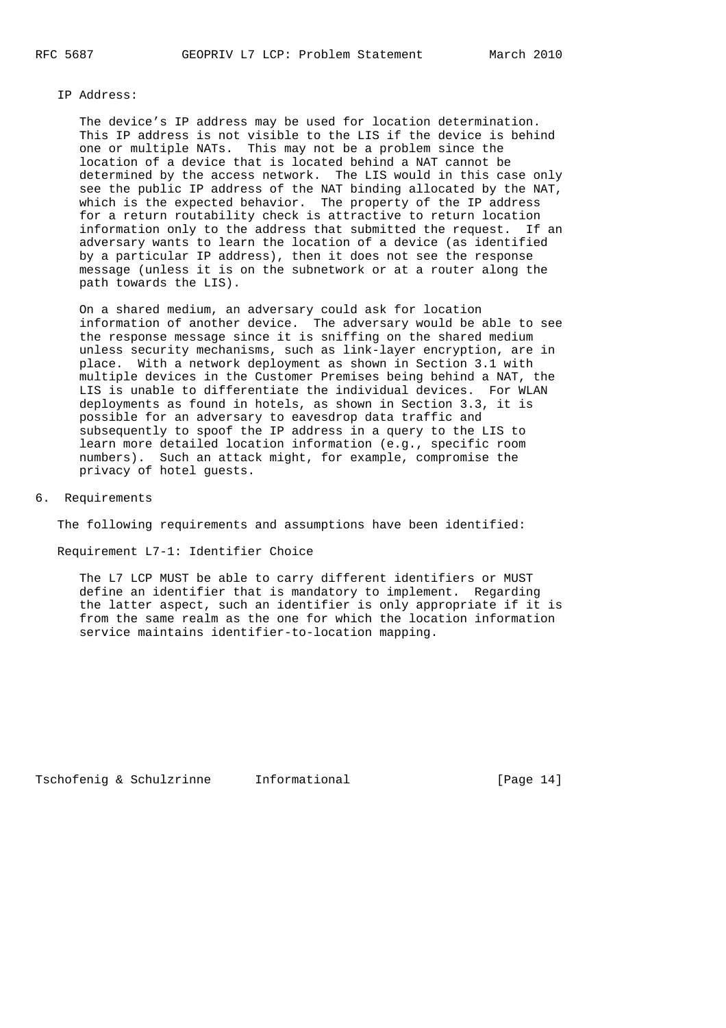IP Address:

The device's IP address may be used for location determination. This IP address is not visible to the LIS if the device is behind one or multiple NATs. This may not be a problem since the location of a device that is located behind a NAT cannot be determined by the access network. The LIS would in this case only see the public IP address of the NAT binding allocated by the NAT, which is the expected behavior. The property of the IP address for a return routability check is attractive to return location information only to the address that submitted the request. If an adversary wants to learn the location of a device (as identified by a particular IP address), then it does not see the response message (unless it is on the subnetwork or at a router along the path towards the LIS).

On a shared medium, an adversary could ask for location information of another device. The adversary would be able to see the response message since it is sniffing on the shared medium unless security mechanisms, such as link-layer encryption, are in place. With a network deployment as shown in Section 3.1 with multiple devices in the Customer Premises being behind a NAT, the LIS is unable to differentiate the individual devices. For WLAN deployments as found in hotels, as shown in Section 3.3, it is possible for an adversary to eavesdrop data traffic and subsequently to spoof the IP address in a query to the LIS to learn more detailed location information (e.g., specific room numbers). Such an attack might, for example, compromise the privacy of hotel guests.

## 6. Requirements

The following requirements and assumptions have been identified:

Requirement L7-1: Identifier Choice

The L7 LCP MUST be able to carry different identifiers or MUST define an identifier that is mandatory to implement. Regarding the latter aspect, such an identifier is only appropriate if it is from the same realm as the one for which the location information service maintains identifier-to-location mapping.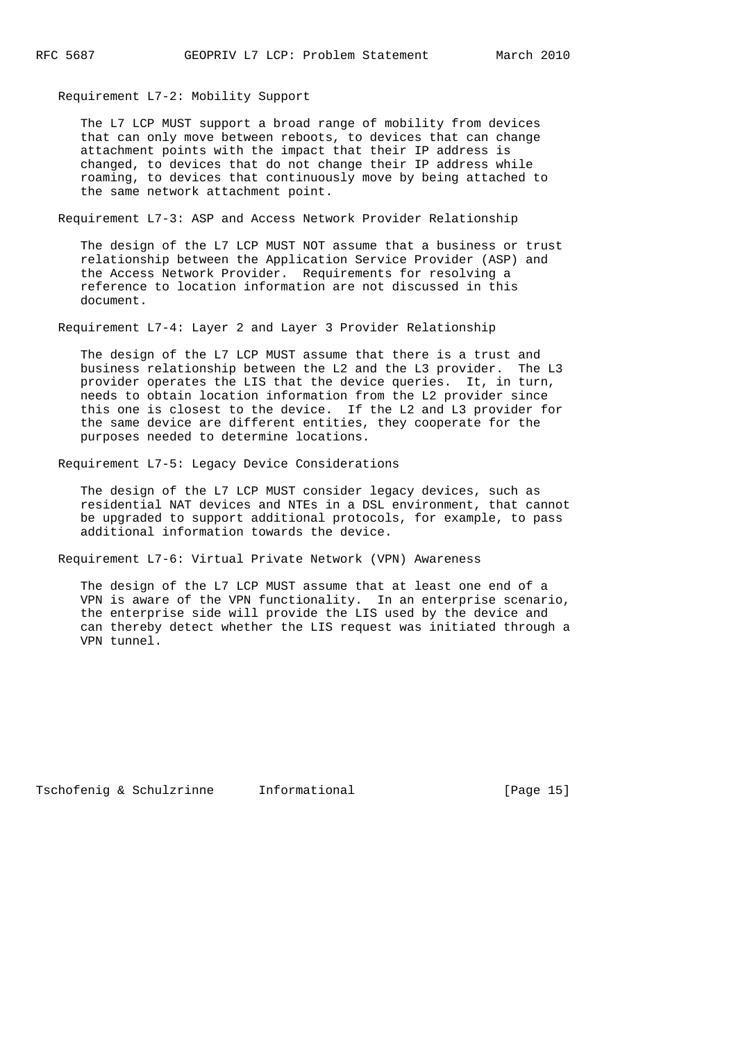Requirement L7-2: Mobility Support

The L7 LCP MUST support a broad range of mobility from devices that can only move between reboots, to devices that can change attachment points with the impact that their IP address is changed, to devices that do not change their IP address while roaming, to devices that continuously move by being attached to the same network attachment point.

Requirement L7-3: ASP and Access Network Provider Relationship

The design of the L7 LCP MUST NOT assume that a business or trust relationship between the Application Service Provider (ASP) and the Access Network Provider. Requirements for resolving a reference to location information are not discussed in this document.

Requirement L7-4: Layer 2 and Layer 3 Provider Relationship

The design of the L7 LCP MUST assume that there is a trust and business relationship between the L2 and the L3 provider. The L3 provider operates the LIS that the device queries. It, in turn, needs to obtain location information from the L2 provider since this one is closest to the device. If the L2 and L3 provider for the same device are different entities, they cooperate for the purposes needed to determine locations.

Requirement L7-5: Legacy Device Considerations

The design of the L7 LCP MUST consider legacy devices, such as residential NAT devices and NTEs in a DSL environment, that cannot be upgraded to support additional protocols, for example, to pass additional information towards the device.

Requirement L7-6: Virtual Private Network (VPN) Awareness

The design of the L7 LCP MUST assume that at least one end of a VPN is aware of the VPN functionality. In an enterprise scenario, the enterprise side will provide the LIS used by the device and can thereby detect whether the LIS request was initiated through a VPN tunnel.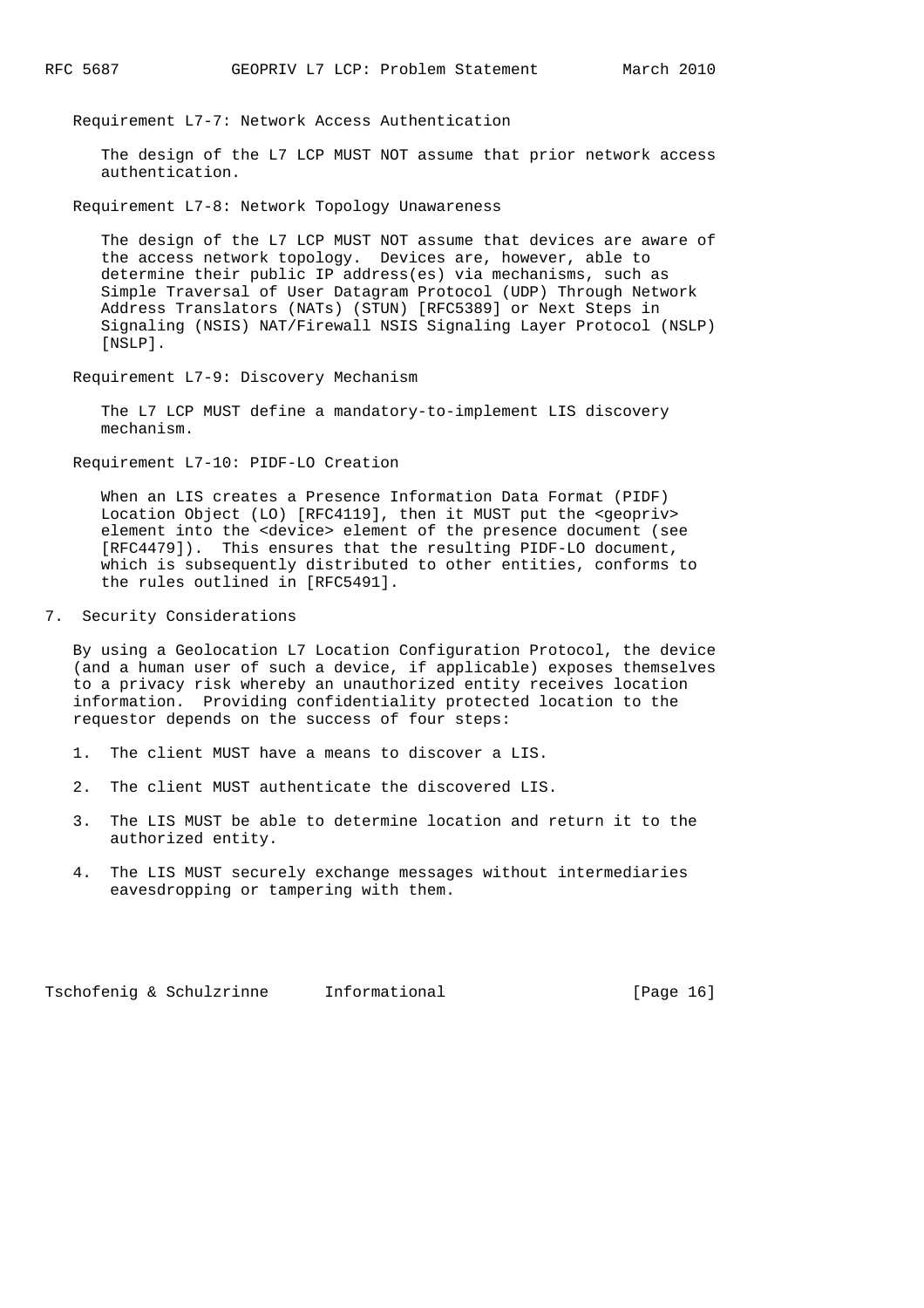Requirement L7-7: Network Access Authentication

The design of the L7 LCP MUST NOT assume that prior network access authentication.

Requirement L7-8: Network Topology Unawareness

The design of the L7 LCP MUST NOT assume that devices are aware of the access network topology. Devices are, however, able to determine their public IP address(es) via mechanisms, such as Simple Traversal of User Datagram Protocol (UDP) Through Network Address Translators (NATs) (STUN) [RFC5389] or Next Steps in Signaling (NSIS) NAT/Firewall NSIS Signaling Layer Protocol (NSLP) [NSLP].

Requirement L7-9: Discovery Mechanism

The L7 LCP MUST define a mandatory-to-implement LIS discovery mechanism.

Requirement L7-10: PIDF-LO Creation

When an LIS creates a Presence Information Data Format (PIDF) Location Object (LO) [RFC4119], then it MUST put the <geopriv> element into the <device> element of the presence document (see [RFC4479]). This ensures that the resulting PIDF-LO document, which is subsequently distributed to other entities, conforms to the rules outlined in [RFC5491].

# 7. Security Considerations

By using a Geolocation L7 Location Configuration Protocol, the device (and a human user of such a device, if applicable) exposes themselves to a privacy risk whereby an unauthorized entity receives location information. Providing confidentiality protected location to the requestor depends on the success of four steps:

1. The client MUST have a means to discover a LIS.
2. The client MUST authenticate the discovered LIS.
3. The LIS MUST be able to determine location and return it to the authorized entity.
4. The LIS MUST securely exchange messages without intermediaries eavesdropping or tampering with them.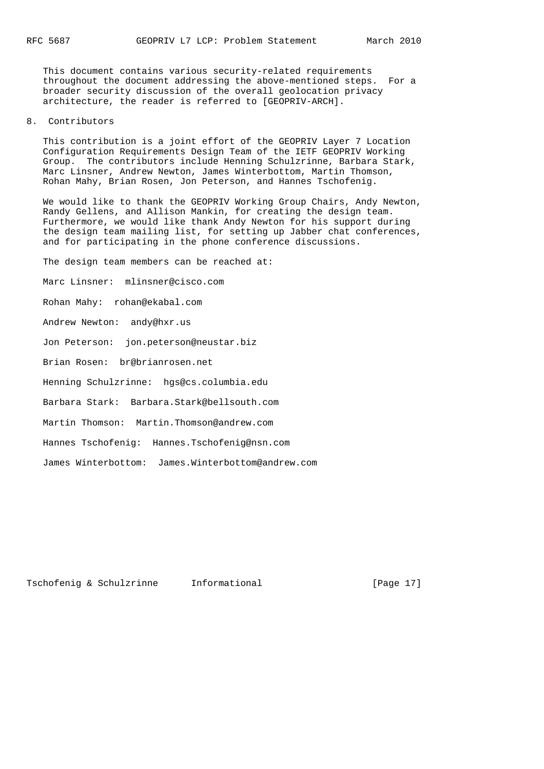This document contains various security-related requirements throughout the document addressing the above-mentioned steps. For a broader security discussion of the overall geolocation privacy architecture, the reader is referred to [GEOPRIV-ARCH].

## 8. Contributors

This contribution is a joint effort of the GEOPRIV Layer 7 Location Configuration Requirements Design Team of the IETF GEOPRIV Working Group. The contributors include Henning Schulzrinne, Barbara Stark, Marc Linsner, Andrew Newton, James Winterbottom, Martin Thomson, Rohan Mahy, Brian Rosen, Jon Peterson, and Hannes Tschofenig.

We would like to thank the GEOPRIV Working Group Chairs, Andy Newton, Randy Gellens, and Allison Mankin, for creating the design team. Furthermore, we would like thank Andy Newton for his support during the design team mailing list, for setting up Jabber chat conferences, and for participating in the phone conference discussions.

The design team members can be reached at:

Marc Linsner: mlinsner@cisco.com

Rohan Mahy: rohan@ekabal.com

Andrew Newton: andy@hxr.us

Jon Peterson: jon.peterson@neustar.biz

Brian Rosen: br@brianrosen.net

Henning Schulzrinne: hgs@cs.columbia.edu

Barbara Stark: Barbara.Stark@bellsouth.com

Martin Thomson: Martin.Thomson@andrew.com

Hannes Tschofenig: Hannes.Tschofenig@nsn.com

James Winterbottom: James.Winterbottom@andrew.com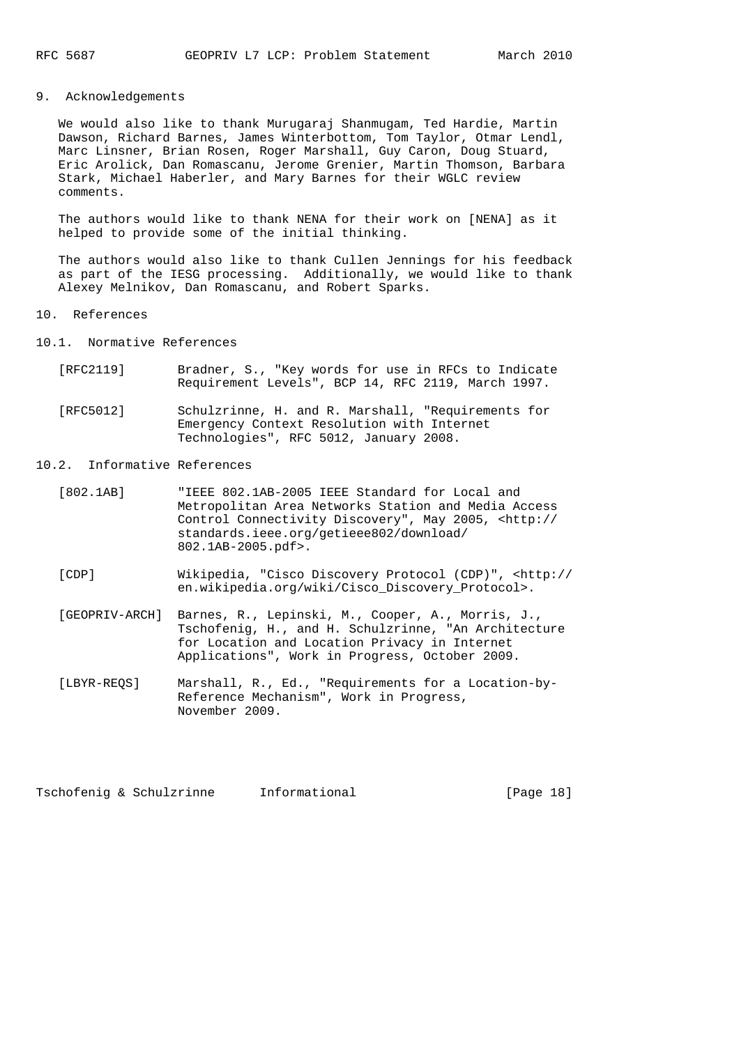## 9. Acknowledgements

We would also like to thank Murugaraj Shanmugam, Ted Hardie, Martin Dawson, Richard Barnes, James Winterbottom, Tom Taylor, Otmar Lendl, Marc Linsner, Brian Rosen, Roger Marshall, Guy Caron, Doug Stuard, Eric Arolick, Dan Romascanu, Jerome Grenier, Martin Thomson, Barbara Stark, Michael Haberler, and Mary Barnes for their WGLC review comments.

The authors would like to thank NENA for their work on [NENA] as it helped to provide some of the initial thinking.

The authors would also like to thank Cullen Jennings for his feedback as part of the IESG processing. Additionally, we would like to thank Alexey Melnikov, Dan Romascanu, and Robert Sparks.

## 10. References

### 10.1. Normative References

[RFC2119] Bradner, S., "Key words for use in RFCs to Indicate Requirement Levels", BCP 14, RFC 2119, March 1997.

[RFC5012] Schulzrinne, H. and R. Marshall, "Requirements for Emergency Context Resolution with Internet Technologies", RFC 5012, January 2008.

### 10.2. Informative References

[802.1AB] "IEEE 802.1AB-2005 IEEE Standard for Local and Metropolitan Area Networks Station and Media Access Control Connectivity Discovery", May 2005, <http://standards.ieee.org/getieee802/download/802.1AB-2005.pdf>.

[CDP] Wikipedia, "Cisco Discovery Protocol (CDP)", <http://en.wikipedia.org/wiki/Cisco_Discovery_Protocol>.

[GEOPRIV-ARCH] Barnes, R., Lepinski, M., Cooper, A., Morris, J., Tschofenig, H., and H. Schulzrinne, "An Architecture for Location and Location Privacy in Internet Applications", Work in Progress, October 2009.

[LBYR-REQS] Marshall, R., Ed., "Requirements for a Location-by-Reference Mechanism", Work in Progress, November 2009.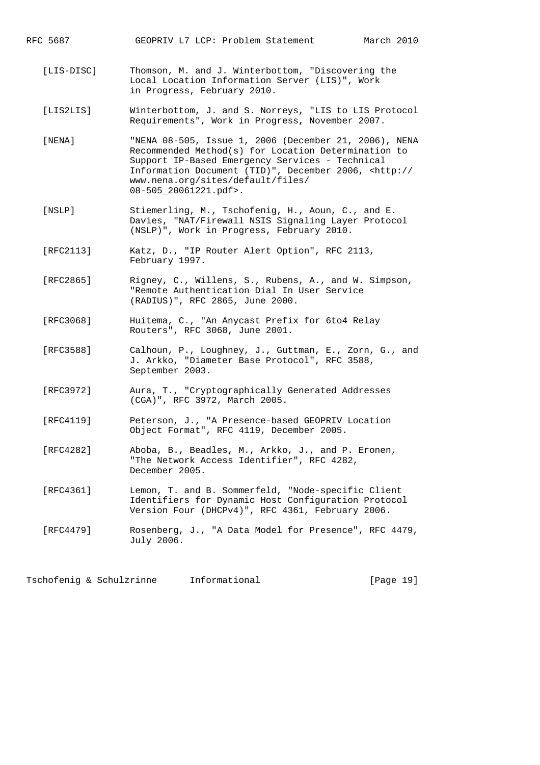[LIS-DISC] Thomson, M. and J. Winterbottom, "Discovering the Local Location Information Server (LIS)", Work in Progress, February 2010.

[LIS2LIS] Winterbottom, J. and S. Norreys, "LIS to LIS Protocol Requirements", Work in Progress, November 2007.

[NENA] "NENA 08-505, Issue 1, 2006 (December 21, 2006), NENA Recommended Method(s) for Location Determination to Support IP-Based Emergency Services - Technical Information Document (TID)", December 2006, <http://www.nena.org/sites/default/files/08-505_20061221.pdf>.

[NSLP] Stiemerling, M., Tschofenig, H., Aoun, C., and E. Davies, "NAT/Firewall NSIS Signaling Layer Protocol (NSLP)", Work in Progress, February 2010.

[RFC2113] Katz, D., "IP Router Alert Option", RFC 2113, February 1997.

[RFC2865] Rigney, C., Willens, S., Rubens, A., and W. Simpson, "Remote Authentication Dial In User Service (RADIUS)", RFC 2865, June 2000.

[RFC3068] Huitema, C., "An Anycast Prefix for 6to4 Relay Routers", RFC 3068, June 2001.

[RFC3588] Calhoun, P., Loughney, J., Guttman, E., Zorn, G., and J. Arkko, "Diameter Base Protocol", RFC 3588, September 2003.

[RFC3972] Aura, T., "Cryptographically Generated Addresses (CGA)", RFC 3972, March 2005.

[RFC4119] Peterson, J., "A Presence-based GEOPRIV Location Object Format", RFC 4119, December 2005.

[RFC4282] Aboba, B., Beadles, M., Arkko, J., and P. Eronen, "The Network Access Identifier", RFC 4282, December 2005.

[RFC4361] Lemon, T. and B. Sommerfeld, "Node-specific Client Identifiers for Dynamic Host Configuration Protocol Version Four (DHCPv4)", RFC 4361, February 2006.

[RFC4479] Rosenberg, J., "A Data Model for Presence", RFC 4479, July 2006.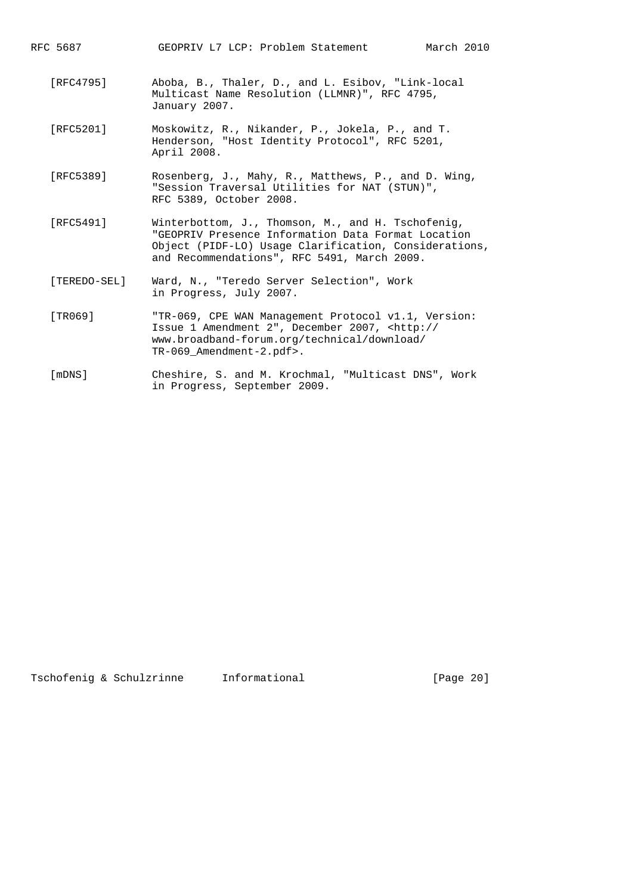[RFC4795] Aboba, B., Thaler, D., and L. Esibov, "Link-local Multicast Name Resolution (LLMNR)", RFC 4795, January 2007.

[RFC5201] Moskowitz, R., Nikander, P., Jokela, P., and T. Henderson, "Host Identity Protocol", RFC 5201, April 2008.

[RFC5389] Rosenberg, J., Mahy, R., Matthews, P., and D. Wing, "Session Traversal Utilities for NAT (STUN)", RFC 5389, October 2008.

[RFC5491] Winterbottom, J., Thomson, M., and H. Tschofenig, "GEOPRIV Presence Information Data Format Location Object (PIDF-LO) Usage Clarification, Considerations, and Recommendations", RFC 5491, March 2009.

[TEREDO-SEL] Ward, N., "Teredo Server Selection", Work in Progress, July 2007.

[TR069] "TR-069, CPE WAN Management Protocol v1.1, Version: Issue 1 Amendment 2", December 2007, <http://www.broadband-forum.org/technical/download/TR-069_Amendment-2.pdf>.

[mDNS] Cheshire, S. and M. Krochmal, "Multicast DNS", Work in Progress, September 2009.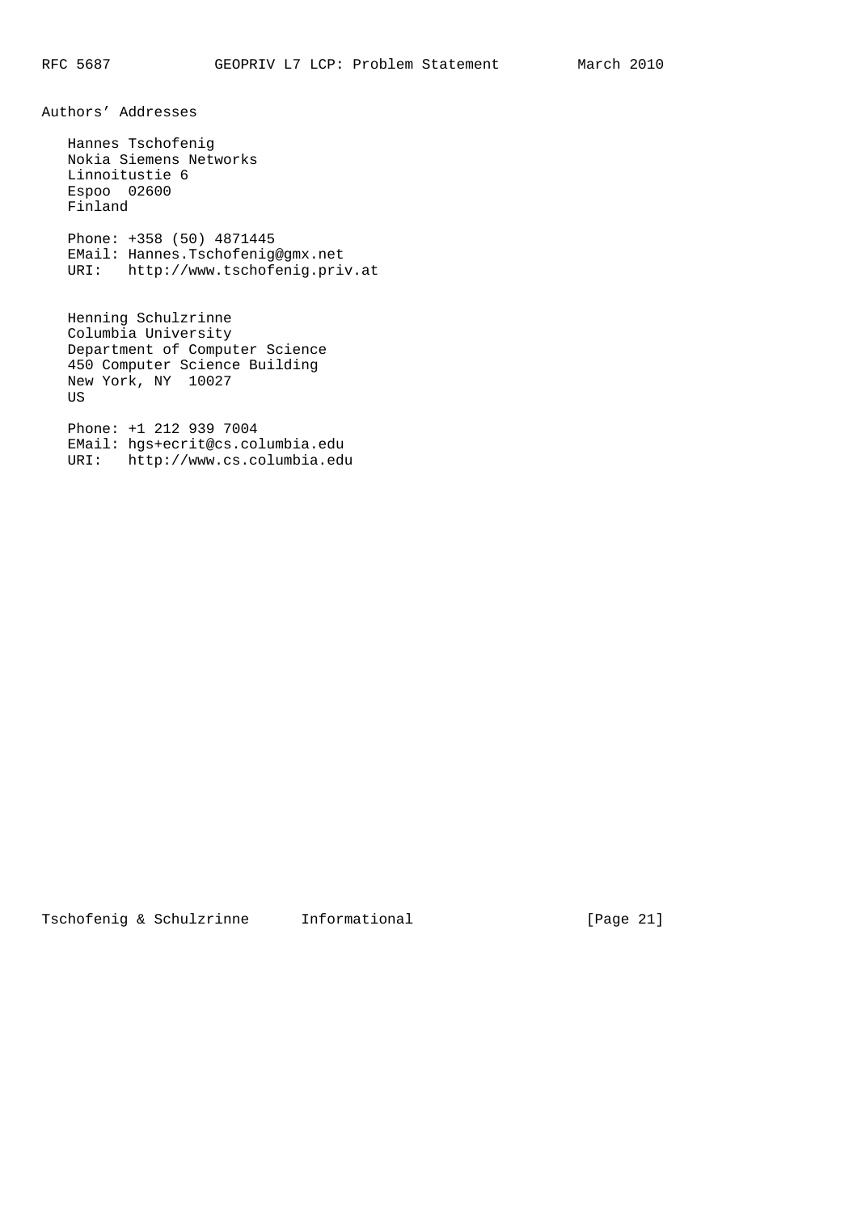## Authors' Addresses

Hannes Tschofenig
Nokia Siemens Networks
Linnoitustie 6
Espoo  02600
Finland

Phone: +358 (50) 4871445
EMail: Hannes.Tschofenig@gmx.net
URI:   http://www.tschofenig.priv.at

Henning Schulzrinne
Columbia University
Department of Computer Science
450 Computer Science Building
New York, NY  10027
US

Phone: +1 212 939 7004
EMail: hgs+ecrit@cs.columbia.edu
URI:   http://www.cs.columbia.edu